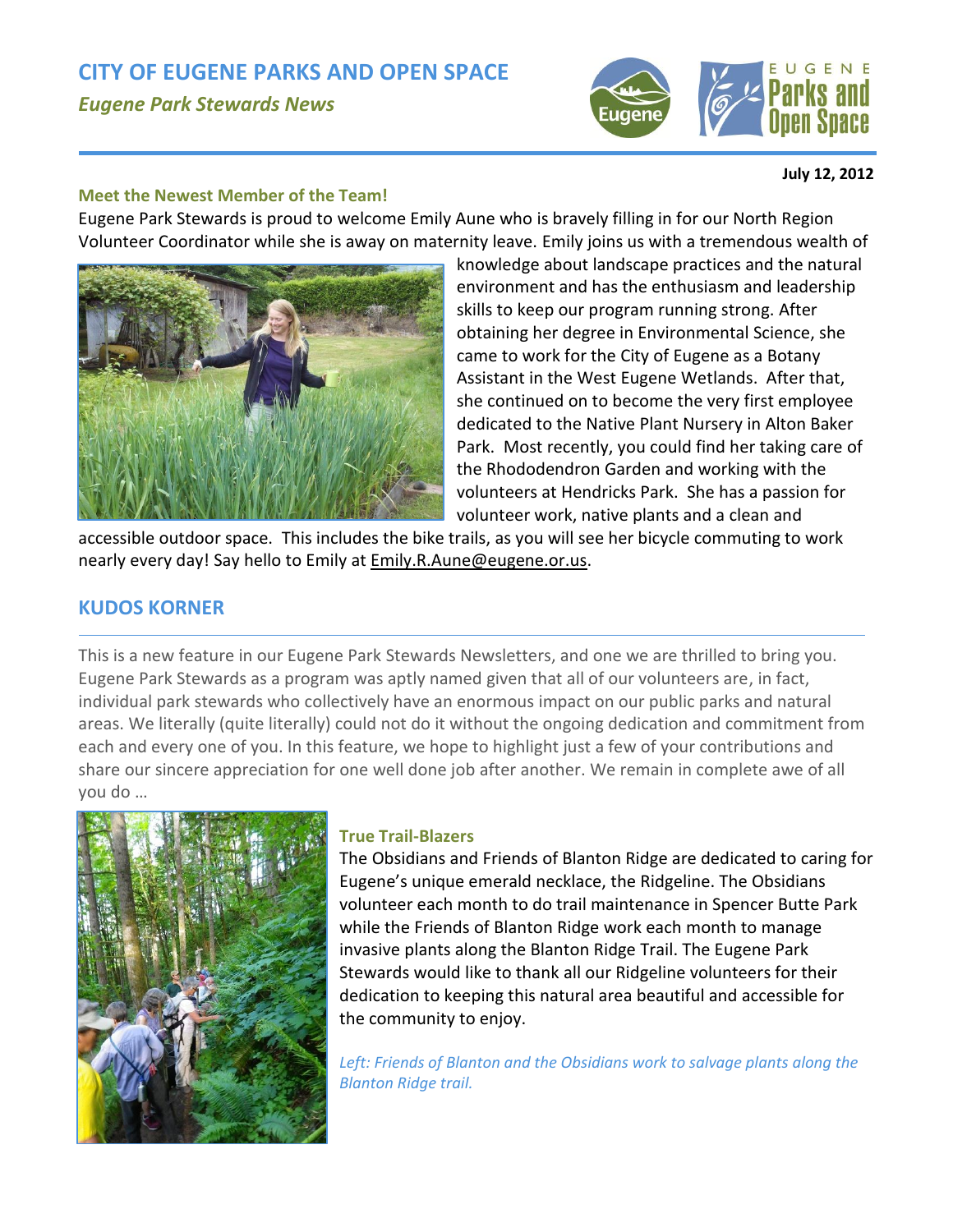# CITY OF EUGENE PARKS AND OPEN SPACE

*Eugene Park Stewards News*

**July 12, 2012**

### Meet the Newest Member of the Team!

Eugene Park Stewards is proud to welcome Emily Aune who is bravely filling in for our North Region Volunteer Coordinator while she is away on maternity leave. Emily joins us with a tremendous wealth of knowledge about landscape practices and the natural environment and has the enthusiasm and leadership skills to keep our program running strong. After obtaining her degree in Environmental Science, she came to work for the City of Eugene as a Botany Assistant in the West Eugene Wetlands. After that, she continued on to become the very first employee dedicated to the Native Plant Nursery in Alton Baker Park. Most recently, you could find her taking care of the Rhododendron Garden and working with the volunteers at Hendricks Park. She has a passion for volunteer work, native plants and a clean and accessible outdoor space. This includes the bike trails, as you will see her bicycle commuting to work nearly every day! Say hello to Emily at Emily.R.Aune@eugene.or.us.

## KUDOS KORNER

This is a new feature in our Eugene Park Stewards Newsletters, and one we are thrilled to bring you. Eugene Park Stewards as a program was aptly named given that all of our volunteers are, in fact, individual park stewards who collectively have an enormous impact on our public parks and natural areas. We literally (quite literally) could not do it without the ongoing dedication and commitment from each and every one of you. In this feature, we hope to highlight just a few of your contributions and share our sincere appreciation for one well done job after another. We remain in complete awe of all you do …

### True Trail-Blazers

The Obsidians and Friends of Blanton Ridge are dedicated to caring for Eugene's unique emerald necklace, the Ridgeline. The Obsidians volunteer each month to do trail maintenance in Spencer Butte Park while the Friends of Blanton Ridge work each month to manage invasive plants along the Blanton Ridge Trail. The Eugene Park Stewards would like to thank all our Ridgeline volunteers for their dedication to keeping this natural area beautiful and accessible for the community to enjoy.

*Left: Friends of Blanton and the Obsidians work to salvage plants along the Blanton Ridge trail.*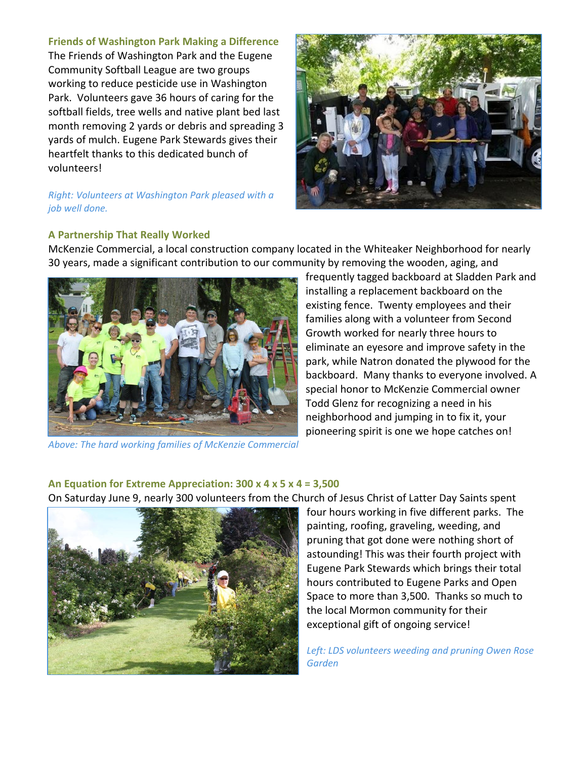### Friends of Washington Park Making a Difference

The Friends of Washington Park and the Eugene Community Softball League are two groups working to reduce pesticide use in Washington Park. Volunteers gave 36 hours of caring for the softball fields, tree wells and native plant bed last month removing 2 yards or debris and spreading 3 yards of mulch. Eugene Park Stewards gives their heartfelt thanks to this dedicated bunch of volunteers!

*Right: Volunteers at Washington Park pleased with a job well done.*

### A Partnership That Really Worked

McKenzie Commercial, a local construction company located in the Whiteaker Neighborhood for nearly 30 years, made a significant contribution to our community by removing the wooden, aging, and frequently tagged backboard at Sladden Park and installing a replacement backboard on the existing fence. Twenty employees and their families along with a volunteer from Second Growth worked for nearly three hours to eliminate an eyesore and improve safety in the park, while Natron donated the plywood for the backboard. Many thanks to everyone involved. A special honor to McKenzie Commercial owner Todd Glenz for recognizing a need in his neighborhood and jumping in to fix it, your pioneering spirit is one we hope catches on!

*Above: The hard working families of McKenzie Commercial*

### An Equation for Extreme Appreciation: 300 x 4 x 5 x 4 = 3,500

On Saturday June 9, nearly 300 volunteers from the Church of Jesus Christ of Latter Day Saints spent four hours working in five different parks. The painting, roofing, graveling, weeding, and pruning that got done were nothing short of astounding! This was their fourth project with Eugene Park Stewards which brings their total hours contributed to Eugene Parks and Open Space to more than 3,500. Thanks so much to the local Mormon community for their exceptional gift of ongoing service!

*Left: LDS volunteers weeding and pruning Owen Rose Garden*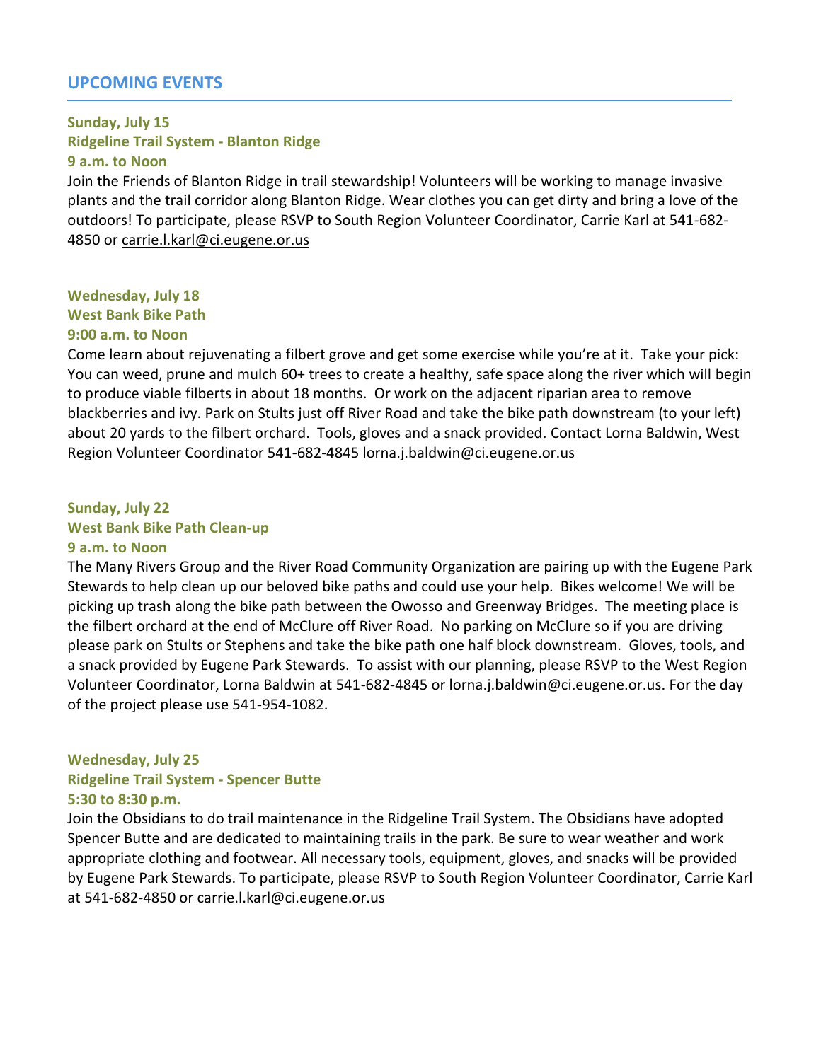## UPCOMING EVENTS

**Sunday, July 15**
**Ridgeline Trail System - Blanton Ridge**
**9 a.m. to Noon**

Join the Friends of Blanton Ridge in trail stewardship! Volunteers will be working to manage invasive plants and the trail corridor along Blanton Ridge. Wear clothes you can get dirty and bring a love of the outdoors! To participate, please RSVP to South Region Volunteer Coordinator, Carrie Karl at 541-682-4850 or carrie.l.karl@ci.eugene.or.us

**Wednesday, July 18**
**West Bank Bike Path**
**9:00 a.m. to Noon**

Come learn about rejuvenating a filbert grove and get some exercise while you're at it. Take your pick: You can weed, prune and mulch 60+ trees to create a healthy, safe space along the river which will begin to produce viable filberts in about 18 months. Or work on the adjacent riparian area to remove blackberries and ivy. Park on Stults just off River Road and take the bike path downstream (to your left) about 20 yards to the filbert orchard. Tools, gloves and a snack provided. Contact Lorna Baldwin, West Region Volunteer Coordinator 541-682-4845 lorna.j.baldwin@ci.eugene.or.us

**Sunday, July 22**
**West Bank Bike Path Clean-up**
**9 a.m. to Noon**

The Many Rivers Group and the River Road Community Organization are pairing up with the Eugene Park Stewards to help clean up our beloved bike paths and could use your help. Bikes welcome! We will be picking up trash along the bike path between the Owosso and Greenway Bridges. The meeting place is the filbert orchard at the end of McClure off River Road. No parking on McClure so if you are driving please park on Stults or Stephens and take the bike path one half block downstream. Gloves, tools, and a snack provided by Eugene Park Stewards. To assist with our planning, please RSVP to the West Region Volunteer Coordinator, Lorna Baldwin at 541-682-4845 or lorna.j.baldwin@ci.eugene.or.us. For the day of the project please use 541-954-1082.

**Wednesday, July 25**
**Ridgeline Trail System - Spencer Butte**
**5:30 to 8:30 p.m.**

Join the Obsidians to do trail maintenance in the Ridgeline Trail System. The Obsidians have adopted Spencer Butte and are dedicated to maintaining trails in the park. Be sure to wear weather and work appropriate clothing and footwear. All necessary tools, equipment, gloves, and snacks will be provided by Eugene Park Stewards. To participate, please RSVP to South Region Volunteer Coordinator, Carrie Karl at 541-682-4850 or carrie.l.karl@ci.eugene.or.us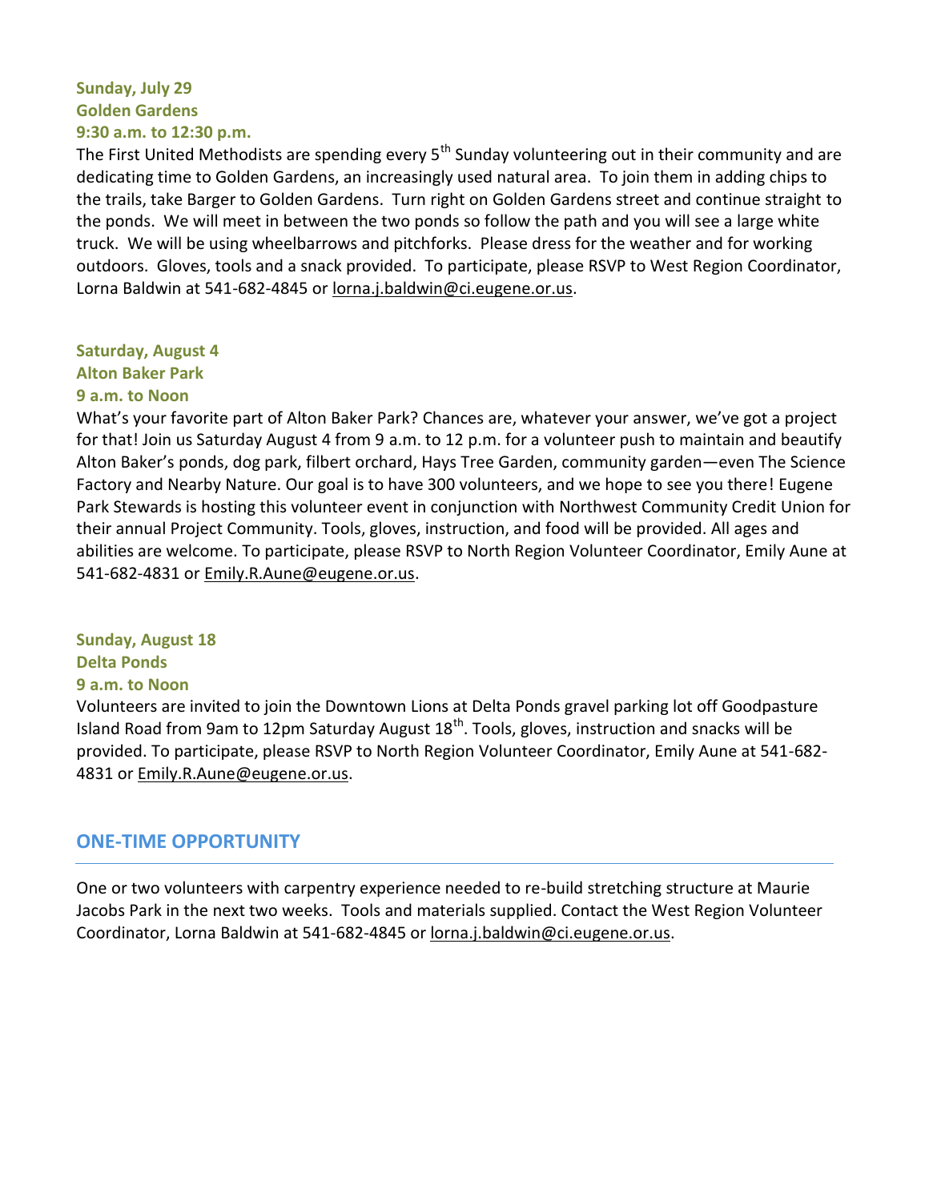**Sunday, July 29**
**Golden Gardens**
**9:30 a.m. to 12:30 p.m.**

The First United Methodists are spending every 5th Sunday volunteering out in their community and are dedicating time to Golden Gardens, an increasingly used natural area. To join them in adding chips to the trails, take Barger to Golden Gardens. Turn right on Golden Gardens street and continue straight to the ponds. We will meet in between the two ponds so follow the path and you will see a large white truck. We will be using wheelbarrows and pitchforks. Please dress for the weather and for working outdoors. Gloves, tools and a snack provided. To participate, please RSVP to West Region Coordinator, Lorna Baldwin at 541-682-4845 or lorna.j.baldwin@ci.eugene.or.us.

**Saturday, August 4**
**Alton Baker Park**
**9 a.m. to Noon**

What's your favorite part of Alton Baker Park? Chances are, whatever your answer, we've got a project for that! Join us Saturday August 4 from 9 a.m. to 12 p.m. for a volunteer push to maintain and beautify Alton Baker's ponds, dog park, filbert orchard, Hays Tree Garden, community garden—even The Science Factory and Nearby Nature. Our goal is to have 300 volunteers, and we hope to see you there! Eugene Park Stewards is hosting this volunteer event in conjunction with Northwest Community Credit Union for their annual Project Community. Tools, gloves, instruction, and food will be provided. All ages and abilities are welcome. To participate, please RSVP to North Region Volunteer Coordinator, Emily Aune at 541-682-4831 or Emily.R.Aune@eugene.or.us.

**Sunday, August 18**
**Delta Ponds**
**9 a.m. to Noon**

Volunteers are invited to join the Downtown Lions at Delta Ponds gravel parking lot off Goodpasture Island Road from 9am to 12pm Saturday August 18th. Tools, gloves, instruction and snacks will be provided. To participate, please RSVP to North Region Volunteer Coordinator, Emily Aune at 541-682-4831 or Emily.R.Aune@eugene.or.us.

## ONE-TIME OPPORTUNITY

One or two volunteers with carpentry experience needed to re-build stretching structure at Maurie Jacobs Park in the next two weeks. Tools and materials supplied. Contact the West Region Volunteer Coordinator, Lorna Baldwin at 541-682-4845 or lorna.j.baldwin@ci.eugene.or.us.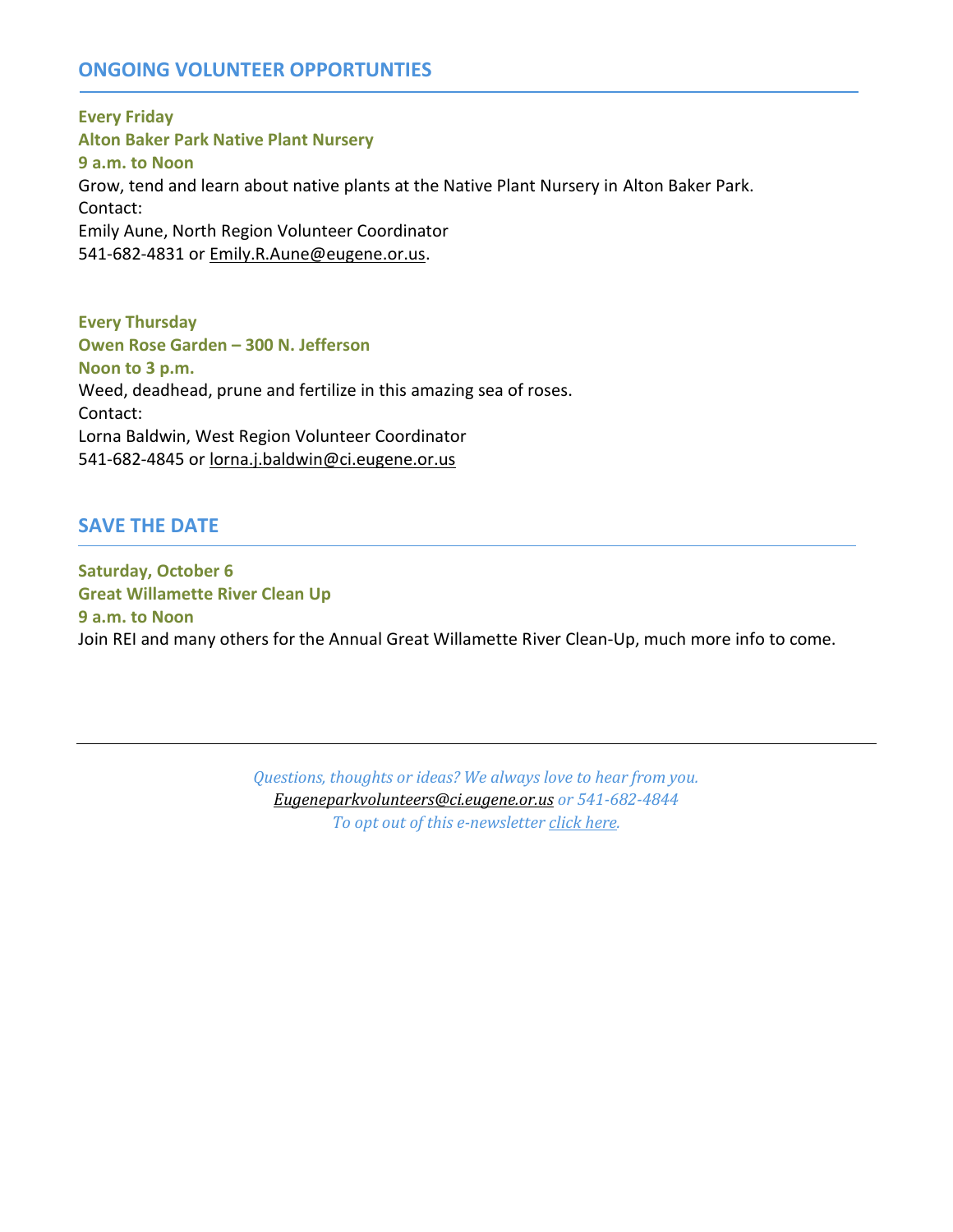## ONGOING VOLUNTEER OPPORTUNTIES

**Every Friday**
**Alton Baker Park Native Plant Nursery**
**9 a.m. to Noon**
Grow, tend and learn about native plants at the Native Plant Nursery in Alton Baker Park.
Contact:
Emily Aune, North Region Volunteer Coordinator
541-682-4831 or Emily.R.Aune@eugene.or.us.

**Every Thursday**
**Owen Rose Garden – 300 N. Jefferson**
**Noon to 3 p.m.**
Weed, deadhead, prune and fertilize in this amazing sea of roses.
Contact:
Lorna Baldwin, West Region Volunteer Coordinator
541-682-4845 or lorna.j.baldwin@ci.eugene.or.us

## SAVE THE DATE

**Saturday, October 6**
**Great Willamette River Clean Up**
**9 a.m. to Noon**
Join REI and many others for the Annual Great Willamette River Clean-Up, much more info to come.

---

*Questions, thoughts or ideas? We always love to hear from you.*
*Eugeneparkvolunteers@ci.eugene.or.us or 541-682-4844*
*To opt out of this e-newsletter click here.*